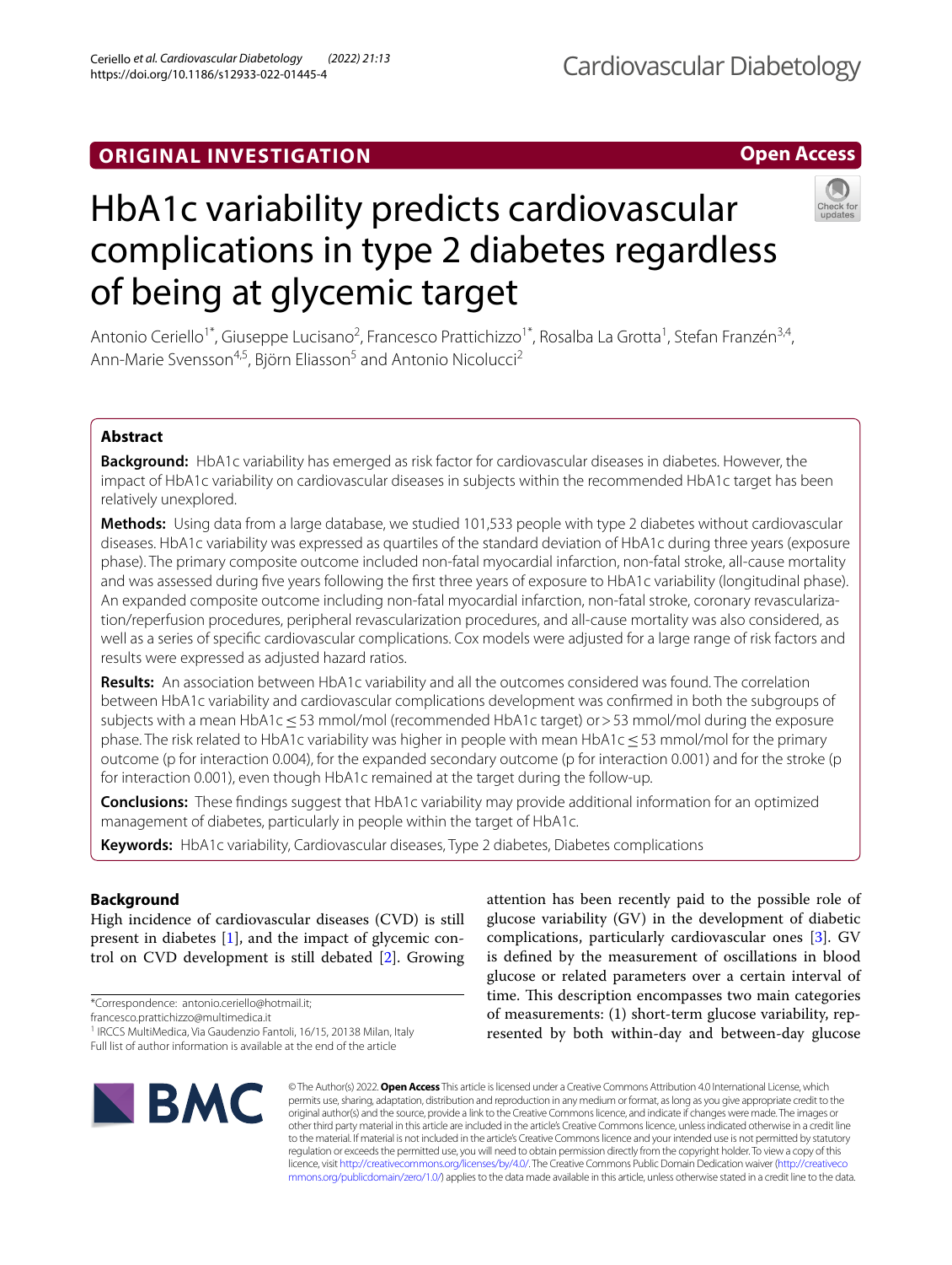ORIGINAL INVESTIGATION

Open Access

# HbA1c variability predicts cardiovascular complications in type 2 diabetes regardless of being at glycemic target

Antonio Ceriello[1*], Giuseppe Lucisano[2], Francesco Prattichizzo[1*], Rosalba La Grotta[1], Stefan Franzén[3,4], Ann-Marie Svensson[4,5], Björn Eliasson[5] and Antonio Nicolucci[2]

## Abstract

**Background:** HbA1c variability has emerged as risk factor for cardiovascular diseases in diabetes. However, the impact of HbA1c variability on cardiovascular diseases in subjects within the recommended HbA1c target has been relatively unexplored.

**Methods:** Using data from a large database, we studied 101,533 people with type 2 diabetes without cardiovascular diseases. HbA1c variability was expressed as quartiles of the standard deviation of HbA1c during three years (exposure phase). The primary composite outcome included non-fatal myocardial infarction, non-fatal stroke, all-cause mortality and was assessed during five years following the first three years of exposure to HbA1c variability (longitudinal phase). An expanded composite outcome including non-fatal myocardial infarction, non-fatal stroke, coronary revascularization/reperfusion procedures, peripheral revascularization procedures, and all-cause mortality was also considered, as well as a series of specific cardiovascular complications. Cox models were adjusted for a large range of risk factors and results were expressed as adjusted hazard ratios.

**Results:** An association between HbA1c variability and all the outcomes considered was found. The correlation between HbA1c variability and cardiovascular complications development was confirmed in both the subgroups of subjects with a mean HbA1c ≤ 53 mmol/mol (recommended HbA1c target) or > 53 mmol/mol during the exposure phase. The risk related to HbA1c variability was higher in people with mean HbA1c ≤ 53 mmol/mol for the primary outcome (p for interaction 0.004), for the expanded secondary outcome (p for interaction 0.001) and for the stroke (p for interaction 0.001), even though HbA1c remained at the target during the follow-up.

**Conclusions:** These findings suggest that HbA1c variability may provide additional information for an optimized management of diabetes, particularly in people within the target of HbA1c.

**Keywords:** HbA1c variability, Cardiovascular diseases, Type 2 diabetes, Diabetes complications

## Background

High incidence of cardiovascular diseases (CVD) is still present in diabetes [1], and the impact of glycemic control on CVD development is still debated [2]. Growing attention has been recently paid to the possible role of glucose variability (GV) in the development of diabetic complications, particularly cardiovascular ones [3]. GV is defined by the measurement of oscillations in blood glucose or related parameters over a certain interval of time. This description encompasses two main categories of measurements: (1) short-term glucose variability, represented by both within-day and between-day glucose

*Correspondence: antonio.ceriello@hotmail.it; francesco.prattichizzo@multimedica.it

[1] IRCCS MultiMedica, Via Gaudenzio Fantoli, 16/15, 20138 Milan, Italy

Full list of author information is available at the end of the article

© The Author(s) 2022. **Open Access** This article is licensed under a Creative Commons Attribution 4.0 International License, which permits use, sharing, adaptation, distribution and reproduction in any medium or format, as long as you give appropriate credit to the original author(s) and the source, provide a link to the Creative Commons licence, and indicate if changes were made. The images or other third party material in this article are included in the article's Creative Commons licence, unless indicated otherwise in a credit line to the material. If material is not included in the article's Creative Commons licence and your intended use is not permitted by statutory regulation or exceeds the permitted use, you will need to obtain permission directly from the copyright holder. To view a copy of this licence, visit http://creativecommons.org/licenses/by/4.0/. The Creative Commons Public Domain Dedication waiver (http://creativecommons.org/publicdomain/zero/1.0/) applies to the data made available in this article, unless otherwise stated in a credit line to the data.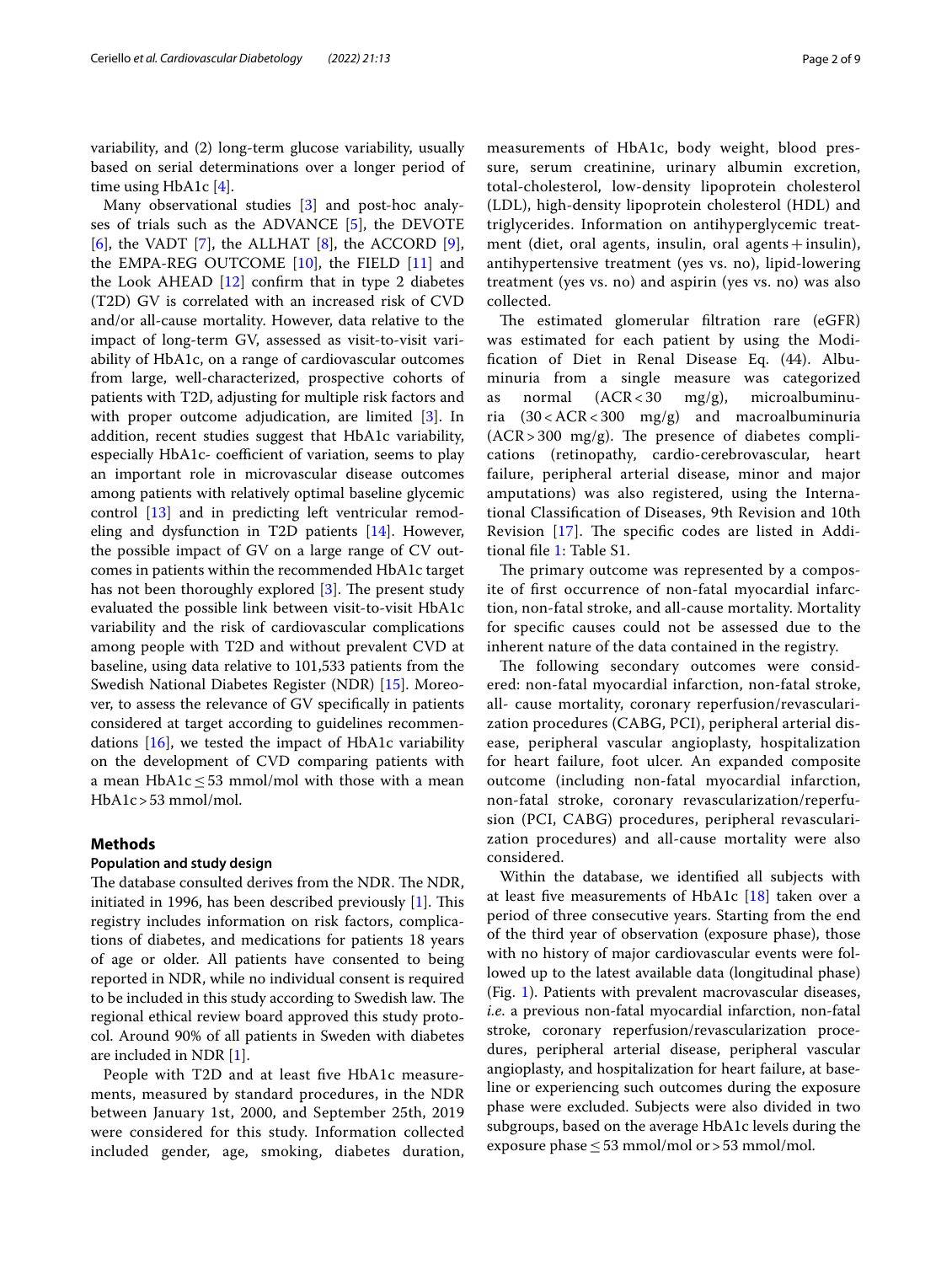variability, and (2) long-term glucose variability, usually based on serial determinations over a longer period of time using HbA1c [4].

Many observational studies [3] and post-hoc analyses of trials such as the ADVANCE [5], the DEVOTE [6], the VADT [7], the ALLHAT [8], the ACCORD [9], the EMPA-REG OUTCOME [10], the FIELD [11] and the Look AHEAD [12] confirm that in type 2 diabetes (T2D) GV is correlated with an increased risk of CVD and/or all-cause mortality. However, data relative to the impact of long-term GV, assessed as visit-to-visit variability of HbA1c, on a range of cardiovascular outcomes from large, well-characterized, prospective cohorts of patients with T2D, adjusting for multiple risk factors and with proper outcome adjudication, are limited [3]. In addition, recent studies suggest that HbA1c variability, especially HbA1c- coefficient of variation, seems to play an important role in microvascular disease outcomes among patients with relatively optimal baseline glycemic control [13] and in predicting left ventricular remodeling and dysfunction in T2D patients [14]. However, the possible impact of GV on a large range of CV outcomes in patients within the recommended HbA1c target has not been thoroughly explored [3]. The present study evaluated the possible link between visit-to-visit HbA1c variability and the risk of cardiovascular complications among people with T2D and without prevalent CVD at baseline, using data relative to 101,533 patients from the Swedish National Diabetes Register (NDR) [15]. Moreover, to assess the relevance of GV specifically in patients considered at target according to guidelines recommendations [16], we tested the impact of HbA1c variability on the development of CVD comparing patients with a mean HbA1c ≤ 53 mmol/mol with those with a mean HbA1c > 53 mmol/mol.

## Methods

### Population and study design

The database consulted derives from the NDR. The NDR, initiated in 1996, has been described previously [1]. This registry includes information on risk factors, complications of diabetes, and medications for patients 18 years of age or older. All patients have consented to being reported in NDR, while no individual consent is required to be included in this study according to Swedish law. The regional ethical review board approved this study protocol. Around 90% of all patients in Sweden with diabetes are included in NDR [1].

People with T2D and at least five HbA1c measurements, measured by standard procedures, in the NDR between January 1st, 2000, and September 25th, 2019 were considered for this study. Information collected included gender, age, smoking, diabetes duration, measurements of HbA1c, body weight, blood pressure, serum creatinine, urinary albumin excretion, total-cholesterol, low-density lipoprotein cholesterol (LDL), high-density lipoprotein cholesterol (HDL) and triglycerides. Information on antihyperglycemic treatment (diet, oral agents, insulin, oral agents + insulin), antihypertensive treatment (yes vs. no), lipid-lowering treatment (yes vs. no) and aspirin (yes vs. no) was also collected.

The estimated glomerular filtration rare (eGFR) was estimated for each patient by using the Modification of Diet in Renal Disease Eq. (44). Albuminuria from a single measure was categorized as normal (ACR < 30 mg/g), microalbuminuria (30 < ACR < 300 mg/g) and macroalbuminuria (ACR > 300 mg/g). The presence of diabetes complications (retinopathy, cardio-cerebrovascular, heart failure, peripheral arterial disease, minor and major amputations) was also registered, using the International Classification of Diseases, 9th Revision and 10th Revision [17]. The specific codes are listed in Additional file 1: Table S1.

The primary outcome was represented by a composite of first occurrence of non-fatal myocardial infarction, non-fatal stroke, and all-cause mortality. Mortality for specific causes could not be assessed due to the inherent nature of the data contained in the registry.

The following secondary outcomes were considered: non-fatal myocardial infarction, non-fatal stroke, all- cause mortality, coronary reperfusion/revascularization procedures (CABG, PCI), peripheral arterial disease, peripheral vascular angioplasty, hospitalization for heart failure, foot ulcer. An expanded composite outcome (including non-fatal myocardial infarction, non-fatal stroke, coronary revascularization/reperfusion (PCI, CABG) procedures, peripheral revascularization procedures) and all-cause mortality were also considered.

Within the database, we identified all subjects with at least five measurements of HbA1c [18] taken over a period of three consecutive years. Starting from the end of the third year of observation (exposure phase), those with no history of major cardiovascular events were followed up to the latest available data (longitudinal phase) (Fig. 1). Patients with prevalent macrovascular diseases, *i.e*. a previous non-fatal myocardial infarction, non-fatal stroke, coronary reperfusion/revascularization procedures, peripheral arterial disease, peripheral vascular angioplasty, and hospitalization for heart failure, at baseline or experiencing such outcomes during the exposure phase were excluded. Subjects were also divided in two subgroups, based on the average HbA1c levels during the exposure phase ≤ 53 mmol/mol or > 53 mmol/mol.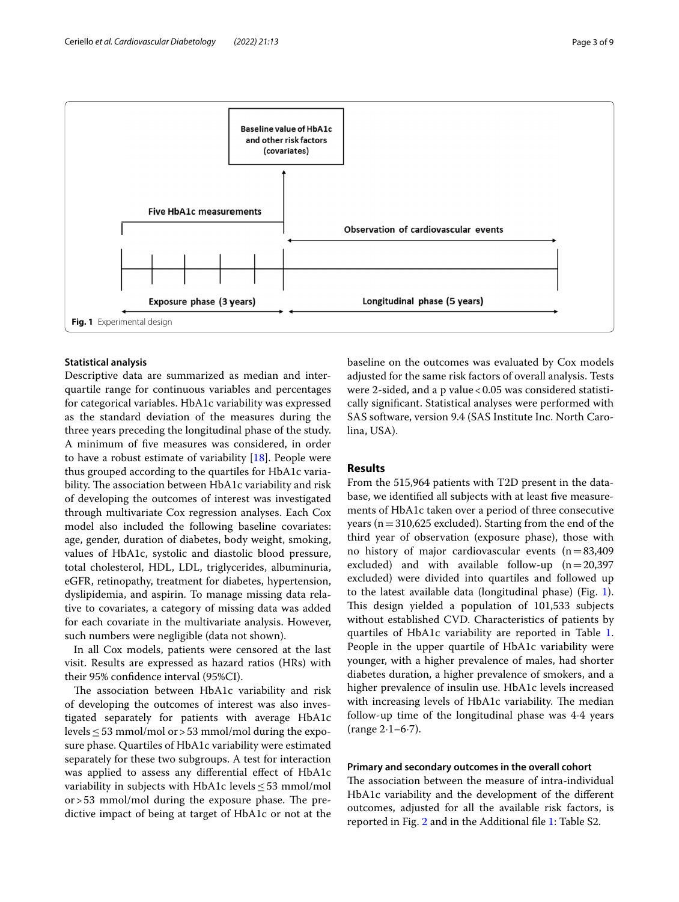Fig. 1 Experimental design

### Statistical analysis

Descriptive data are summarized as median and interquartile range for continuous variables and percentages for categorical variables. HbA1c variability was expressed as the standard deviation of the measures during the three years preceding the longitudinal phase of the study. A minimum of five measures was considered, in order to have a robust estimate of variability [18]. People were thus grouped according to the quartiles for HbA1c variability. The association between HbA1c variability and risk of developing the outcomes of interest was investigated through multivariate Cox regression analyses. Each Cox model also included the following baseline covariates: age, gender, duration of diabetes, body weight, smoking, values of HbA1c, systolic and diastolic blood pressure, total cholesterol, HDL, LDL, triglycerides, albuminuria, eGFR, retinopathy, treatment for diabetes, hypertension, dyslipidemia, and aspirin. To manage missing data relative to covariates, a category of missing data was added for each covariate in the multivariate analysis. However, such numbers were negligible (data not shown).

In all Cox models, patients were censored at the last visit. Results are expressed as hazard ratios (HRs) with their 95% confidence interval (95%CI).

The association between HbA1c variability and risk of developing the outcomes of interest was also investigated separately for patients with average HbA1c levels ≤ 53 mmol/mol or > 53 mmol/mol during the exposure phase. Quartiles of HbA1c variability were estimated separately for these two subgroups. A test for interaction was applied to assess any differential effect of HbA1c variability in subjects with HbA1c levels ≤ 53 mmol/mol or > 53 mmol/mol during the exposure phase. The predictive impact of being at target of HbA1c or not at the baseline on the outcomes was evaluated by Cox models adjusted for the same risk factors of overall analysis. Tests were 2-sided, and a p value < 0.05 was considered statistically significant. Statistical analyses were performed with SAS software, version 9.4 (SAS Institute Inc. North Carolina, USA).

## Results

From the 515,964 patients with T2D present in the database, we identified all subjects with at least five measurements of HbA1c taken over a period of three consecutive years (n = 310,625 excluded). Starting from the end of the third year of observation (exposure phase), those with no history of major cardiovascular events (n = 83,409 excluded) and with available follow-up (n = 20,397 excluded) were divided into quartiles and followed up to the latest available data (longitudinal phase) (Fig. 1). This design yielded a population of 101,533 subjects without established CVD. Characteristics of patients by quartiles of HbA1c variability are reported in Table 1. People in the upper quartile of HbA1c variability were younger, with a higher prevalence of males, had shorter diabetes duration, a higher prevalence of smokers, and a higher prevalence of insulin use. HbA1c levels increased with increasing levels of HbA1c variability. The median follow-up time of the longitudinal phase was 4·4 years (range 2·1–6·7).

### Primary and secondary outcomes in the overall cohort

The association between the measure of intra-individual HbA1c variability and the development of the different outcomes, adjusted for all the available risk factors, is reported in Fig. 2 and in the Additional file 1: Table S2.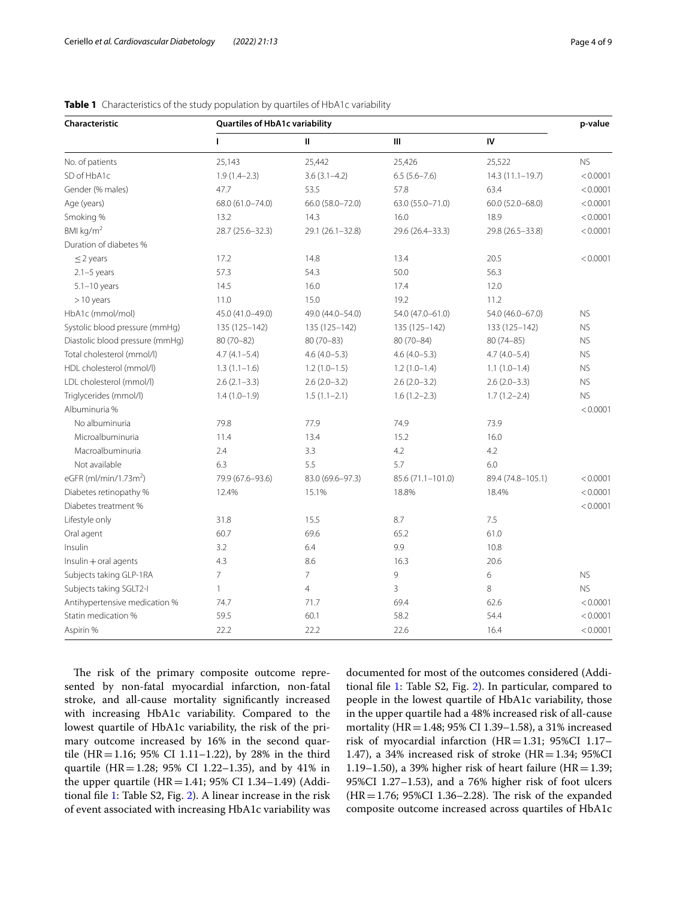**Table 1** Characteristics of the study population by quartiles of HbA1c variability

| Characteristic | Quartiles of HbA1c variability | | | | p-value |
|---|---|---|---|---|---|
| | I | II | III | IV | |
| No. of patients | 25,143 | 25,442 | 25,426 | 25,522 | NS |
| SD of HbA1c | 1.9 (1.4–2.3) | 3.6 (3.1–4.2) | 6.5 (5.6–7.6) | 14.3 (11.1–19.7) | < 0.0001 |
| Gender (% males) | 47.7 | 53.5 | 57.8 | 63.4 | < 0.0001 |
| Age (years) | 68.0 (61.0–74.0) | 66.0 (58.0–72.0) | 63.0 (55.0–71.0) | 60.0 (52.0–68.0) | < 0.0001 |
| Smoking % | 13.2 | 14.3 | 16.0 | 18.9 | < 0.0001 |
| BMI kg/m$^2$ | 28.7 (25.6–32.3) | 29.1 (26.1–32.8) | 29.6 (26.4–33.3) | 29.8 (26.5–33.8) | < 0.0001 |
| Duration of diabetes % | | | | | |
| ≤ 2 years | 17.2 | 14.8 | 13.4 | 20.5 | < 0.0001 |
| 2.1–5 years | 57.3 | 54.3 | 50.0 | 56.3 | |
| 5.1–10 years | 14.5 | 16.0 | 17.4 | 12.0 | |
| > 10 years | 11.0 | 15.0 | 19.2 | 11.2 | |
| HbA1c (mmol/mol) | 45.0 (41.0–49.0) | 49.0 (44.0–54.0) | 54.0 (47.0–61.0) | 54.0 (46.0–67.0) | NS |
| Systolic blood pressure (mmHg) | 135 (125–142) | 135 (125–142) | 135 (125–142) | 133 (125–142) | NS |
| Diastolic blood pressure (mmHg) | 80 (70–82) | 80 (70–83) | 80 (70–84) | 80 (74–85) | NS |
| Total cholesterol (mmol/l) | 4.7 (4.1–5.4) | 4.6 (4.0–5.3) | 4.6 (4.0–5.3) | 4.7 (4.0–5.4) | NS |
| HDL cholesterol (mmol/l) | 1.3 (1.1–1.6) | 1.2 (1.0–1.5) | 1.2 (1.0–1.4) | 1.1 (1.0–1.4) | NS |
| LDL cholesterol (mmol/l) | 2.6 (2.1–3.3) | 2.6 (2.0–3.2) | 2.6 (2.0–3.2) | 2.6 (2.0–3.3) | NS |
| Triglycerides (mmol/l) | 1.4 (1.0–1.9) | 1.5 (1.1–2.1) | 1.6 (1.2–2.3) | 1.7 (1.2–2.4) | NS |
| Albuminuria % | | | | | < 0.0001 |
| No albuminuria | 79.8 | 77.9 | 74.9 | 73.9 | |
| Microalbuminuria | 11.4 | 13.4 | 15.2 | 16.0 | |
| Macroalbuminuria | 2.4 | 3.3 | 4.2 | 4.2 | |
| Not available | 6.3 | 5.5 | 5.7 | 6.0 | |
| eGFR (ml/min/1.73m$^2$) | 79.9 (67.6–93.6) | 83.0 (69.6–97.3) | 85.6 (71.1–101.0) | 89.4 (74.8–105.1) | < 0.0001 |
| Diabetes retinopathy % | 12.4% | 15.1% | 18.8% | 18.4% | < 0.0001 |
| Diabetes treatment % | | | | | < 0.0001 |
| Lifestyle only | 31.8 | 15.5 | 8.7 | 7.5 | |
| Oral agent | 60.7 | 69.6 | 65.2 | 61.0 | |
| Insulin | 3.2 | 6.4 | 9.9 | 10.8 | |
| Insulin + oral agents | 4.3 | 8.6 | 16.3 | 20.6 | |
| Subjects taking GLP-1RA | 7 | 7 | 9 | 6 | NS |
| Subjects taking SGLT2-I | 1 | 4 | 3 | 8 | NS |
| Antihypertensive medication % | 74.7 | 71.7 | 69.4 | 62.6 | < 0.0001 |
| Statin medication % | 59.5 | 60.1 | 58.2 | 54.4 | < 0.0001 |
| Aspirin % | 22.2 | 22.2 | 22.6 | 16.4 | < 0.0001 |

The risk of the primary composite outcome represented by non-fatal myocardial infarction, non-fatal stroke, and all-cause mortality significantly increased with increasing HbA1c variability. Compared to the lowest quartile of HbA1c variability, the risk of the primary outcome increased by 16% in the second quartile (HR = 1.16; 95% CI 1.11–1.22), by 28% in the third quartile (HR = 1.28; 95% CI 1.22–1.35), and by 41% in the upper quartile (HR = 1.41; 95% CI 1.34–1.49) (Additional file 1: Table S2, Fig. 2). A linear increase in the risk of event associated with increasing HbA1c variability was documented for most of the outcomes considered (Additional file 1: Table S2, Fig. 2). In particular, compared to people in the lowest quartile of HbA1c variability, those in the upper quartile had a 48% increased risk of all-cause mortality (HR = 1.48; 95% CI 1.39–1.58), a 31% increased risk of myocardial infarction (HR = 1.31; 95%CI 1.17–1.47), a 34% increased risk of stroke (HR = 1.34; 95%CI 1.19–1.50), a 39% higher risk of heart failure (HR = 1.39; 95%CI 1.27–1.53), and a 76% higher risk of foot ulcers (HR = 1.76; 95%CI 1.36–2.28). The risk of the expanded composite outcome increased across quartiles of HbA1c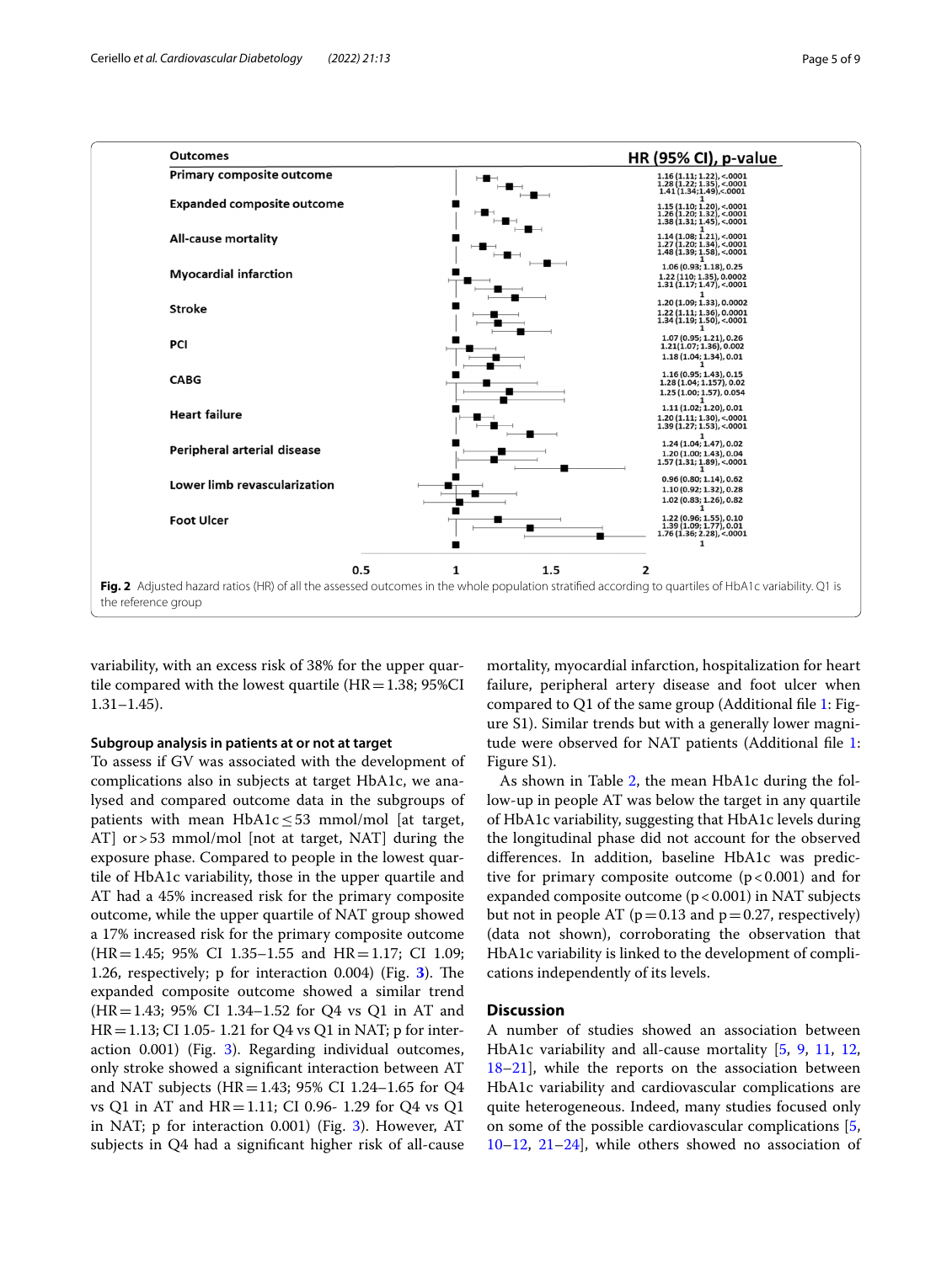**Fig. 2** Adjusted hazard ratios (HR) of all the assessed outcomes in the whole population stratified according to quartiles of HbA1c variability. Q1 is the reference group

variability, with an excess risk of 38% for the upper quartile compared with the lowest quartile (HR = 1.38; 95%CI 1.31–1.45).

### Subgroup analysis in patients at or not at target

To assess if GV was associated with the development of complications also in subjects at target HbA1c, we analysed and compared outcome data in the subgroups of patients with mean HbA1c ≤ 53 mmol/mol [at target, AT] or > 53 mmol/mol [not at target, NAT] during the exposure phase. Compared to people in the lowest quartile of HbA1c variability, those in the upper quartile and AT had a 45% increased risk for the primary composite outcome, while the upper quartile of NAT group showed a 17% increased risk for the primary composite outcome (HR = 1.45; 95% CI 1.35–1.55 and HR = 1.17; CI 1.09; 1.26, respectively; p for interaction 0.004) (Fig. 3). The expanded composite outcome showed a similar trend (HR = 1.43; 95% CI 1.34–1.52 for Q4 vs Q1 in AT and HR = 1.13; CI 1.05- 1.21 for Q4 vs Q1 in NAT; p for interaction 0.001) (Fig. 3). Regarding individual outcomes, only stroke showed a significant interaction between AT and NAT subjects (HR = 1.43; 95% CI 1.24–1.65 for Q4 vs Q1 in AT and HR = 1.11; CI 0.96- 1.29 for Q4 vs Q1 in NAT; p for interaction 0.001) (Fig. 3). However, AT subjects in Q4 had a significant higher risk of all-cause mortality, myocardial infarction, hospitalization for heart failure, peripheral artery disease and foot ulcer when compared to Q1 of the same group (Additional file 1: Figure S1). Similar trends but with a generally lower magnitude were observed for NAT patients (Additional file 1: Figure S1).

As shown in Table 2, the mean HbA1c during the follow-up in people AT was below the target in any quartile of HbA1c variability, suggesting that HbA1c levels during the longitudinal phase did not account for the observed differences. In addition, baseline HbA1c was predictive for primary composite outcome (p < 0.001) and for expanded composite outcome (p < 0.001) in NAT subjects but not in people AT (p = 0.13 and p = 0.27, respectively) (data not shown), corroborating the observation that HbA1c variability is linked to the development of complications independently of its levels.

## Discussion

A number of studies showed an association between HbA1c variability and all-cause mortality [5, 9, 11, 12, 18–21], while the reports on the association between HbA1c variability and cardiovascular complications are quite heterogeneous. Indeed, many studies focused only on some of the possible cardiovascular complications [5, 10–12, 21–24], while others showed no association of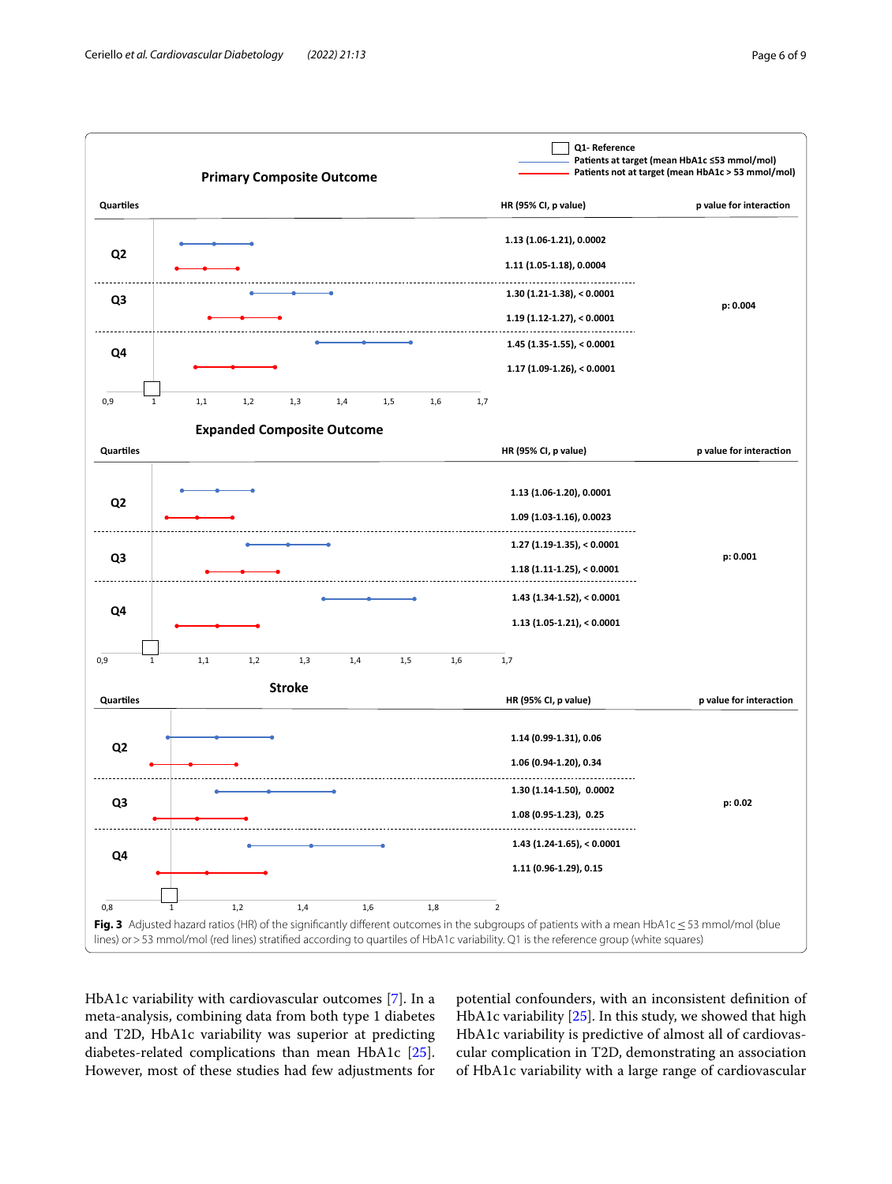**Primary Composite Outcome**

| Quartiles | | HR (95% CI, p value) | p value for interaction |
|---|---|---|---|
| Q2 | Patients at target (mean HbA1c ≤53 mmol/mol) | 1.13 (1.06-1.21), 0.0002 | p: 0.004 |
| | Patients not at target (mean HbA1c > 53 mmol/mol) | 1.11 (1.05-1.18), 0.0004 | |
| Q3 | Patients at target (mean HbA1c ≤53 mmol/mol) | 1.30 (1.21-1.38), < 0.0001 | |
| | Patients not at target (mean HbA1c > 53 mmol/mol) | 1.19 (1.12-1.27), < 0.0001 | |
| Q4 | Patients at target (mean HbA1c ≤53 mmol/mol) | 1.45 (1.35-1.55), < 0.0001 | |
| | Patients not at target (mean HbA1c > 53 mmol/mol) | 1.17 (1.09-1.26), < 0.0001 | |

**Expanded Composite Outcome**

| Quartiles | | HR (95% CI, p value) | p value for interaction |
|---|---|---|---|
| Q2 | Patients at target (mean HbA1c ≤53 mmol/mol) | 1.13 (1.06-1.20), 0.0001 | p: 0.001 |
| | Patients not at target (mean HbA1c > 53 mmol/mol) | 1.09 (1.03-1.16), 0.0023 | |
| Q3 | Patients at target (mean HbA1c ≤53 mmol/mol) | 1.27 (1.19-1.35), < 0.0001 | |
| | Patients not at target (mean HbA1c > 53 mmol/mol) | 1.18 (1.11-1.25), < 0.0001 | |
| Q4 | Patients at target (mean HbA1c ≤53 mmol/mol) | 1.43 (1.34-1.52), < 0.0001 | |
| | Patients not at target (mean HbA1c > 53 mmol/mol) | 1.13 (1.05-1.21), < 0.0001 | |

**Stroke**

| Quartiles | | HR (95% CI, p value) | p value for interaction |
|---|---|---|---|
| Q2 | Patients at target (mean HbA1c ≤53 mmol/mol) | 1.14 (0.99-1.31), 0.06 | p: 0.02 |
| | Patients not at target (mean HbA1c > 53 mmol/mol) | 1.06 (0.94-1.20), 0.34 | |
| Q3 | Patients at target (mean HbA1c ≤53 mmol/mol) | 1.30 (1.14-1.50), 0.0002 | |
| | Patients not at target (mean HbA1c > 53 mmol/mol) | 1.08 (0.95-1.23), 0.25 | |
| Q4 | Patients at target (mean HbA1c ≤53 mmol/mol) | 1.43 (1.24-1.65), < 0.0001 | |
| | Patients not at target (mean HbA1c > 53 mmol/mol) | 1.11 (0.96-1.29), 0.15 | |

Q1- Reference

**Fig. 3** Adjusted hazard ratios (HR) of the significantly different outcomes in the subgroups of patients with a mean HbA1c ≤ 53 mmol/mol (blue lines) or > 53 mmol/mol (red lines) stratified according to quartiles of HbA1c variability. Q1 is the reference group (white squares)

HbA1c variability with cardiovascular outcomes [7]. In a meta-analysis, combining data from both type 1 diabetes and T2D, HbA1c variability was superior at predicting diabetes-related complications than mean HbA1c [25]. However, most of these studies had few adjustments for potential confounders, with an inconsistent definition of HbA1c variability [25]. In this study, we showed that high HbA1c variability is predictive of almost all of cardiovascular complication in T2D, demonstrating an association of HbA1c variability with a large range of cardiovascular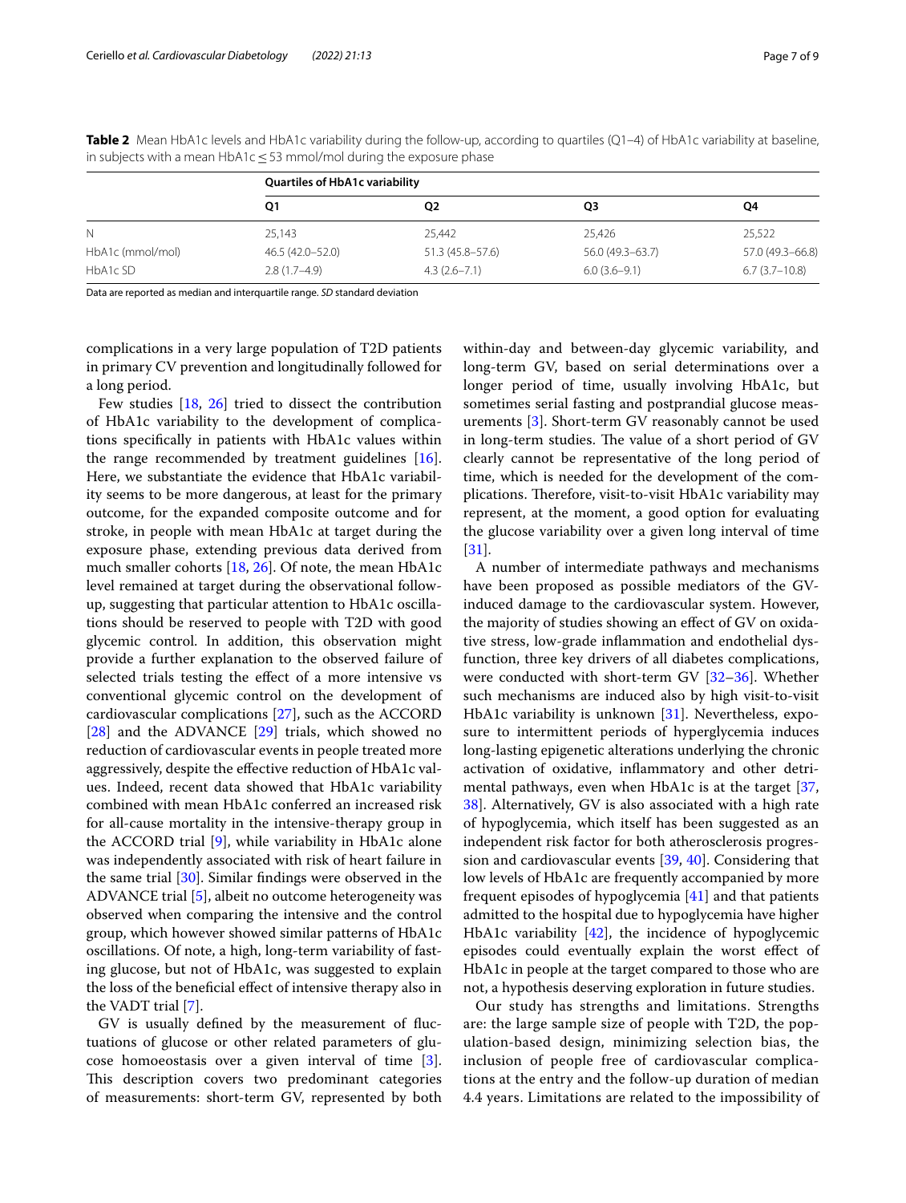**Table 2** Mean HbA1c levels and HbA1c variability during the follow-up, according to quartiles (Q1–4) of HbA1c variability at baseline, in subjects with a mean HbA1c ≤ 53 mmol/mol during the exposure phase

| | Quartiles of HbA1c variability | | | |
|---|---|---|---|---|
| | Q1 | Q2 | Q3 | Q4 |
| N | 25,143 | 25,442 | 25,426 | 25,522 |
| HbA1c (mmol/mol) | 46.5 (42.0–52.0) | 51.3 (45.8–57.6) | 56.0 (49.3–63.7) | 57.0 (49.3–66.8) |
| HbA1c SD | 2.8 (1.7–4.9) | 4.3 (2.6–7.1) | 6.0 (3.6–9.1) | 6.7 (3.7–10.8) |

Data are reported as median and interquartile range. *SD* standard deviation

complications in a very large population of T2D patients in primary CV prevention and longitudinally followed for a long period.

Few studies [18, 26] tried to dissect the contribution of HbA1c variability to the development of complications specifically in patients with HbA1c values within the range recommended by treatment guidelines [16]. Here, we substantiate the evidence that HbA1c variability seems to be more dangerous, at least for the primary outcome, for the expanded composite outcome and for stroke, in people with mean HbA1c at target during the exposure phase, extending previous data derived from much smaller cohorts [18, 26]. Of note, the mean HbA1c level remained at target during the observational follow-up, suggesting that particular attention to HbA1c oscillations should be reserved to people with T2D with good glycemic control. In addition, this observation might provide a further explanation to the observed failure of selected trials testing the effect of a more intensive vs conventional glycemic control on the development of cardiovascular complications [27], such as the ACCORD [28] and the ADVANCE [29] trials, which showed no reduction of cardiovascular events in people treated more aggressively, despite the effective reduction of HbA1c values. Indeed, recent data showed that HbA1c variability combined with mean HbA1c conferred an increased risk for all-cause mortality in the intensive-therapy group in the ACCORD trial [9], while variability in HbA1c alone was independently associated with risk of heart failure in the same trial [30]. Similar findings were observed in the ADVANCE trial [5], albeit no outcome heterogeneity was observed when comparing the intensive and the control group, which however showed similar patterns of HbA1c oscillations. Of note, a high, long-term variability of fasting glucose, but not of HbA1c, was suggested to explain the loss of the beneficial effect of intensive therapy also in the VADT trial [7].

GV is usually defined by the measurement of fluctuations of glucose or other related parameters of glucose homoeostasis over a given interval of time [3]. This description covers two predominant categories of measurements: short-term GV, represented by both within-day and between-day glycemic variability, and long-term GV, based on serial determinations over a longer period of time, usually involving HbA1c, but sometimes serial fasting and postprandial glucose measurements [3]. Short-term GV reasonably cannot be used in long-term studies. The value of a short period of GV clearly cannot be representative of the long period of time, which is needed for the development of the complications. Therefore, visit-to-visit HbA1c variability may represent, at the moment, a good option for evaluating the glucose variability over a given long interval of time [31].

A number of intermediate pathways and mechanisms have been proposed as possible mediators of the GV-induced damage to the cardiovascular system. However, the majority of studies showing an effect of GV on oxidative stress, low-grade inflammation and endothelial dysfunction, three key drivers of all diabetes complications, were conducted with short-term GV [32–36]. Whether such mechanisms are induced also by high visit-to-visit HbA1c variability is unknown [31]. Nevertheless, exposure to intermittent periods of hyperglycemia induces long-lasting epigenetic alterations underlying the chronic activation of oxidative, inflammatory and other detrimental pathways, even when HbA1c is at the target [37, 38]. Alternatively, GV is also associated with a high rate of hypoglycemia, which itself has been suggested as an independent risk factor for both atherosclerosis progression and cardiovascular events [39, 40]. Considering that low levels of HbA1c are frequently accompanied by more frequent episodes of hypoglycemia [41] and that patients admitted to the hospital due to hypoglycemia have higher HbA1c variability [42], the incidence of hypoglycemic episodes could eventually explain the worst effect of HbA1c in people at the target compared to those who are not, a hypothesis deserving exploration in future studies.

Our study has strengths and limitations. Strengths are: the large sample size of people with T2D, the population-based design, minimizing selection bias, the inclusion of people free of cardiovascular complications at the entry and the follow-up duration of median 4.4 years. Limitations are related to the impossibility of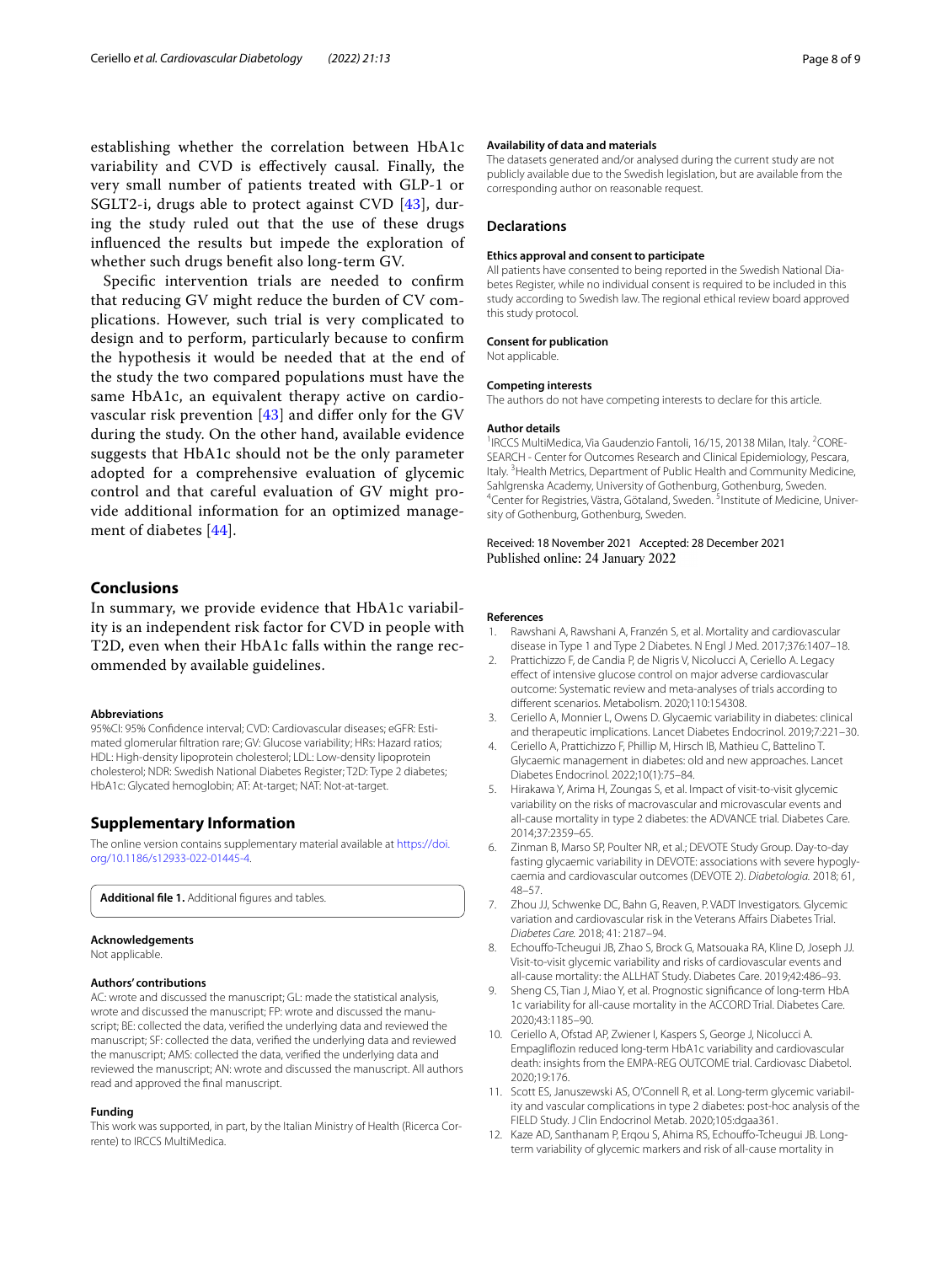establishing whether the correlation between HbA1c variability and CVD is effectively causal. Finally, the very small number of patients treated with GLP-1 or SGLT2-i, drugs able to protect against CVD [43], during the study ruled out that the use of these drugs influenced the results but impede the exploration of whether such drugs benefit also long-term GV.

Specific intervention trials are needed to confirm that reducing GV might reduce the burden of CV complications. However, such trial is very complicated to design and to perform, particularly because to confirm the hypothesis it would be needed that at the end of the study the two compared populations must have the same HbA1c, an equivalent therapy active on cardiovascular risk prevention [43] and differ only for the GV during the study. On the other hand, available evidence suggests that HbA1c should not be the only parameter adopted for a comprehensive evaluation of glycemic control and that careful evaluation of GV might provide additional information for an optimized management of diabetes [44].

## Conclusions

In summary, we provide evidence that HbA1c variability is an independent risk factor for CVD in people with T2D, even when their HbA1c falls within the range recommended by available guidelines.

#### Abbreviations

95%CI: 95% Confidence interval; CVD: Cardiovascular diseases; eGFR: Estimated glomerular filtration rare; GV: Glucose variability; HRs: Hazard ratios; HDL: High-density lipoprotein cholesterol; LDL: Low-density lipoprotein cholesterol; NDR: Swedish National Diabetes Register; T2D: Type 2 diabetes; HbA1c: Glycated hemoglobin; AT: At-target; NAT: Not-at-target.

## Supplementary Information

The online version contains supplementary material available at https://doi.org/10.1186/s12933-022-01445-4.

**Additional file 1.** Additional figures and tables.

#### Acknowledgements

Not applicable.

#### Authors' contributions

AC: wrote and discussed the manuscript; GL: made the statistical analysis, wrote and discussed the manuscript; FP: wrote and discussed the manuscript; BE: collected the data, verified the underlying data and reviewed the manuscript; SF: collected the data, verified the underlying data and reviewed the manuscript; AMS: collected the data, verified the underlying data and reviewed the manuscript; AN: wrote and discussed the manuscript. All authors read and approved the final manuscript.

#### Funding

This work was supported, in part, by the Italian Ministry of Health (Ricerca Corrente) to IRCCS MultiMedica.

#### Availability of data and materials

The datasets generated and/or analysed during the current study are not publicly available due to the Swedish legislation, but are available from the corresponding author on reasonable request.

### Declarations

#### Ethics approval and consent to participate

All patients have consented to being reported in the Swedish National Diabetes Register, while no individual consent is required to be included in this study according to Swedish law. The regional ethical review board approved this study protocol.

#### Consent for publication

Not applicable.

#### Competing interests

The authors do not have competing interests to declare for this article.

#### Author details

[1]IRCCS MultiMedica, Via Gaudenzio Fantoli, 16/15, 20138 Milan, Italy. [2]CORESEARCH - Center for Outcomes Research and Clinical Epidemiology, Pescara, Italy. [3]Health Metrics, Department of Public Health and Community Medicine, Sahlgrenska Academy, University of Gothenburg, Gothenburg, Sweden. [4]Center for Registries, Västra, Götaland, Sweden. [5]Institute of Medicine, University of Gothenburg, Gothenburg, Sweden.

Received: 18 November 2021 Accepted: 28 December 2021
Published online: 24 January 2022

#### References

1. Rawshani A, Rawshani A, Franzén S, et al. Mortality and cardiovascular disease in Type 1 and Type 2 Diabetes. N Engl J Med. 2017;376:1407–18.
2. Prattichizzo F, de Candia P, de Nigris V, Nicolucci A, Ceriello A. Legacy effect of intensive glucose control on major adverse cardiovascular outcome: Systematic review and meta-analyses of trials according to different scenarios. Metabolism. 2020;110:154308.
3. Ceriello A, Monnier L, Owens D. Glycaemic variability in diabetes: clinical and therapeutic implications. Lancet Diabetes Endocrinol. 2019;7:221–30.
4. Ceriello A, Prattichizzo F, Phillip M, Hirsch IB, Mathieu C, Battelino T. Glycaemic management in diabetes: old and new approaches. Lancet Diabetes Endocrinol. 2022;10(1):75–84.
5. Hirakawa Y, Arima H, Zoungas S, et al. Impact of visit-to-visit glycemic variability on the risks of macrovascular and microvascular events and all-cause mortality in type 2 diabetes: the ADVANCE trial. Diabetes Care. 2014;37:2359–65.
6. Zinman B, Marso SP, Poulter NR, et al.; DEVOTE Study Group. Day-to-day fasting glycaemic variability in DEVOTE: associations with severe hypoglycaemia and cardiovascular outcomes (DEVOTE 2). *Diabetologia.* 2018; 61, 48–57.
7. Zhou JJ, Schwenke DC, Bahn G, Reaven, P. VADT Investigators. Glycemic variation and cardiovascular risk in the Veterans Affairs Diabetes Trial. *Diabetes Care.* 2018; 41: 2187–94.
8. Echouffo-Tcheugui JB, Zhao S, Brock G, Matsouaka RA, Kline D, Joseph JJ. Visit-to-visit glycemic variability and risks of cardiovascular events and all-cause mortality: the ALLHAT Study. Diabetes Care. 2019;42:486–93.
9. Sheng CS, Tian J, Miao Y, et al. Prognostic significance of long-term HbA 1c variability for all-cause mortality in the ACCORD Trial. Diabetes Care. 2020;43:1185–90.
10. Ceriello A, Ofstad AP, Zwiener I, Kaspers S, George J, Nicolucci A. Empagliflozin reduced long-term HbA1c variability and cardiovascular death: insights from the EMPA-REG OUTCOME trial. Cardiovasc Diabetol. 2020;19:176.
11. Scott ES, Januszewski AS, O'Connell R, et al. Long-term glycemic variability and vascular complications in type 2 diabetes: post-hoc analysis of the FIELD Study. J Clin Endocrinol Metab. 2020;105:dgaa361.
12. Kaze AD, Santhanam P, Erqou S, Ahima RS, Echouffo-Tcheugui JB. Long-term variability of glycemic markers and risk of all-cause mortality in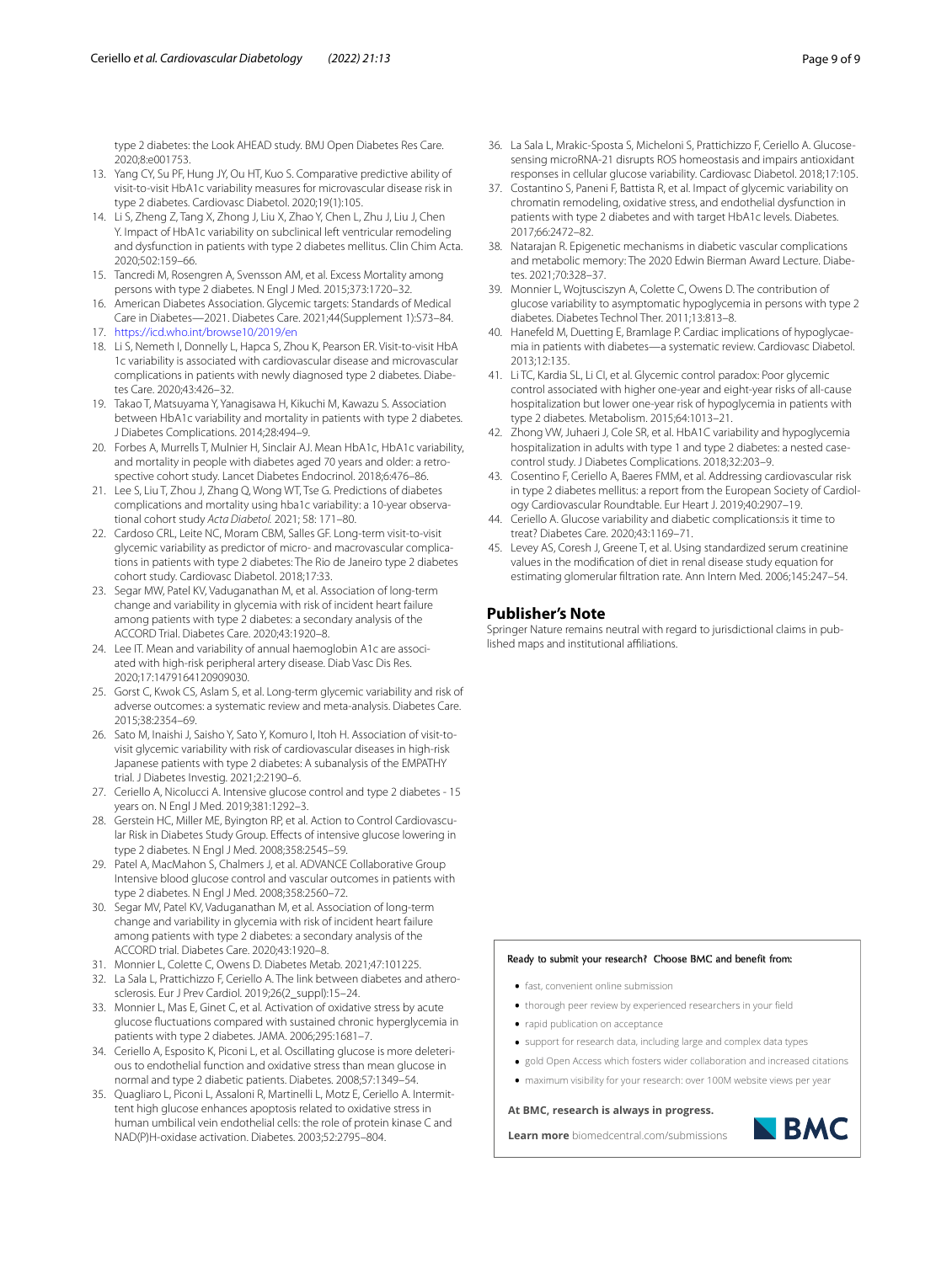type 2 diabetes: the Look AHEAD study. BMJ Open Diabetes Res Care. 2020;8:e001753.

13. Yang CY, Su PF, Hung JY, Ou HT, Kuo S. Comparative predictive ability of visit-to-visit HbA1c variability measures for microvascular disease risk in type 2 diabetes. Cardiovasc Diabetol. 2020;19(1):105.
14. Li S, Zheng Z, Tang X, Zhong J, Liu X, Zhao Y, Chen L, Zhu J, Liu J, Chen Y. Impact of HbA1c variability on subclinical left ventricular remodeling and dysfunction in patients with type 2 diabetes mellitus. Clin Chim Acta. 2020;502:159–66.
15. Tancredi M, Rosengren A, Svensson AM, et al. Excess Mortality among persons with type 2 diabetes. N Engl J Med. 2015;373:1720–32.
16. American Diabetes Association. Glycemic targets: Standards of Medical Care in Diabetes—2021. Diabetes Care. 2021;44(Supplement 1):S73–84.
17. https://icd.who.int/browse10/2019/en
18. Li S, Nemeth I, Donnelly L, Hapca S, Zhou K, Pearson ER. Visit-to-visit HbA 1c variability is associated with cardiovascular disease and microvascular complications in patients with newly diagnosed type 2 diabetes. Diabetes Care. 2020;43:426–32.
19. Takao T, Matsuyama Y, Yanagisawa H, Kikuchi M, Kawazu S. Association between HbA1c variability and mortality in patients with type 2 diabetes. J Diabetes Complications. 2014;28:494–9.
20. Forbes A, Murrells T, Mulnier H, Sinclair AJ. Mean HbA1c, HbA1c variability, and mortality in people with diabetes aged 70 years and older: a retrospective cohort study. Lancet Diabetes Endocrinol. 2018;6:476–86.
21. Lee S, Liu T, Zhou J, Zhang Q, Wong WT, Tse G. Predictions of diabetes complications and mortality using hba1c variability: a 10-year observational cohort study *Acta Diabetol.* 2021; 58: 171–80.
22. Cardoso CRL, Leite NC, Moram CBM, Salles GF. Long-term visit-to-visit glycemic variability as predictor of micro- and macrovascular complications in patients with type 2 diabetes: The Rio de Janeiro type 2 diabetes cohort study. Cardiovasc Diabetol. 2018;17:33.
23. Segar MW, Patel KV, Vaduganathan M, et al. Association of long-term change and variability in glycemia with risk of incident heart failure among patients with type 2 diabetes: a secondary analysis of the ACCORD Trial. Diabetes Care. 2020;43:1920–8.
24. Lee IT. Mean and variability of annual haemoglobin A1c are associated with high-risk peripheral artery disease. Diab Vasc Dis Res. 2020;17:1479164120909030.
25. Gorst C, Kwok CS, Aslam S, et al. Long-term glycemic variability and risk of adverse outcomes: a systematic review and meta-analysis. Diabetes Care. 2015;38:2354–69.
26. Sato M, Inaishi J, Saisho Y, Sato Y, Komuro I, Itoh H. Association of visit-to-visit glycemic variability with risk of cardiovascular diseases in high-risk Japanese patients with type 2 diabetes: A subanalysis of the EMPATHY trial. J Diabetes Investig. 2021;2:2190–6.
27. Ceriello A, Nicolucci A. Intensive glucose control and type 2 diabetes - 15 years on. N Engl J Med. 2019;381:1292–3.
28. Gerstein HC, Miller ME, Byington RP, et al. Action to Control Cardiovascular Risk in Diabetes Study Group. Effects of intensive glucose lowering in type 2 diabetes. N Engl J Med. 2008;358:2545–59.
29. Patel A, MacMahon S, Chalmers J, et al. ADVANCE Collaborative Group Intensive blood glucose control and vascular outcomes in patients with type 2 diabetes. N Engl J Med. 2008;358:2560–72.
30. Segar MV, Patel KV, Vaduganathan M, et al. Association of long-term change and variability in glycemia with risk of incident heart failure among patients with type 2 diabetes: a secondary analysis of the ACCORD trial. Diabetes Care. 2020;43:1920–8.
31. Monnier L, Colette C, Owens D. Diabetes Metab. 2021;47:101225.
32. La Sala L, Prattichizzo F, Ceriello A. The link between diabetes and atherosclerosis. Eur J Prev Cardiol. 2019;26(2_suppl):15–24.
33. Monnier L, Mas E, Ginet C, et al. Activation of oxidative stress by acute glucose fluctuations compared with sustained chronic hyperglycemia in patients with type 2 diabetes. JAMA. 2006;295:1681–7.
34. Ceriello A, Esposito K, Piconi L, et al. Oscillating glucose is more deleterious to endothelial function and oxidative stress than mean glucose in normal and type 2 diabetic patients. Diabetes. 2008;57:1349–54.
35. Quagliaro L, Piconi L, Assaloni R, Martinelli L, Motz E, Ceriello A. Intermittent high glucose enhances apoptosis related to oxidative stress in human umbilical vein endothelial cells: the role of protein kinase C and NAD(P)H-oxidase activation. Diabetes. 2003;52:2795–804.
36. La Sala L, Mrakic-Sposta S, Micheloni S, Prattichizzo F, Ceriello A. Glucose-sensing microRNA-21 disrupts ROS homeostasis and impairs antioxidant responses in cellular glucose variability. Cardiovasc Diabetol. 2018;17:105.
37. Costantino S, Paneni F, Battista R, et al. Impact of glycemic variability on chromatin remodeling, oxidative stress, and endothelial dysfunction in patients with type 2 diabetes and with target HbA1c levels. Diabetes. 2017;66:2472–82.
38. Natarajan R. Epigenetic mechanisms in diabetic vascular complications and metabolic memory: The 2020 Edwin Bierman Award Lecture. Diabetes. 2021;70:328–37.
39. Monnier L, Wojtusciszyn A, Colette C, Owens D. The contribution of glucose variability to asymptomatic hypoglycemia in persons with type 2 diabetes. Diabetes Technol Ther. 2011;13:813–8.
40. Hanefeld M, Duetting E, Bramlage P. Cardiac implications of hypoglycaemia in patients with diabetes—a systematic review. Cardiovasc Diabetol. 2013;12:135.
41. Li TC, Kardia SL, Li CI, et al. Glycemic control paradox: Poor glycemic control associated with higher one-year and eight-year risks of all-cause hospitalization but lower one-year risk of hypoglycemia in patients with type 2 diabetes. Metabolism. 2015;64:1013–21.
42. Zhong VW, Juhaeri J, Cole SR, et al. HbA1C variability and hypoglycemia hospitalization in adults with type 1 and type 2 diabetes: a nested case-control study. J Diabetes Complications. 2018;32:203–9.
43. Cosentino F, Ceriello A, Baeres FMM, et al. Addressing cardiovascular risk in type 2 diabetes mellitus: a report from the European Society of Cardiology Cardiovascular Roundtable. Eur Heart J. 2019;40:2907–19.
44. Ceriello A. Glucose variability and diabetic complications:is it time to treat? Diabetes Care. 2020;43:1169–71.
45. Levey AS, Coresh J, Greene T, et al. Using standardized serum creatinine values in the modification of diet in renal disease study equation for estimating glomerular filtration rate. Ann Intern Med. 2006;145:247–54.

## Publisher's Note

Springer Nature remains neutral with regard to jurisdictional claims in published maps and institutional affiliations.

Ready to submit your research? Choose BMC and benefit from:

- fast, convenient online submission
- thorough peer review by experienced researchers in your field
- rapid publication on acceptance
- support for research data, including large and complex data types
- gold Open Access which fosters wider collaboration and increased citations
- maximum visibility for your research: over 100M website views per year

**At BMC, research is always in progress.**

**Learn more** biomedcentral.com/submissions

BMC